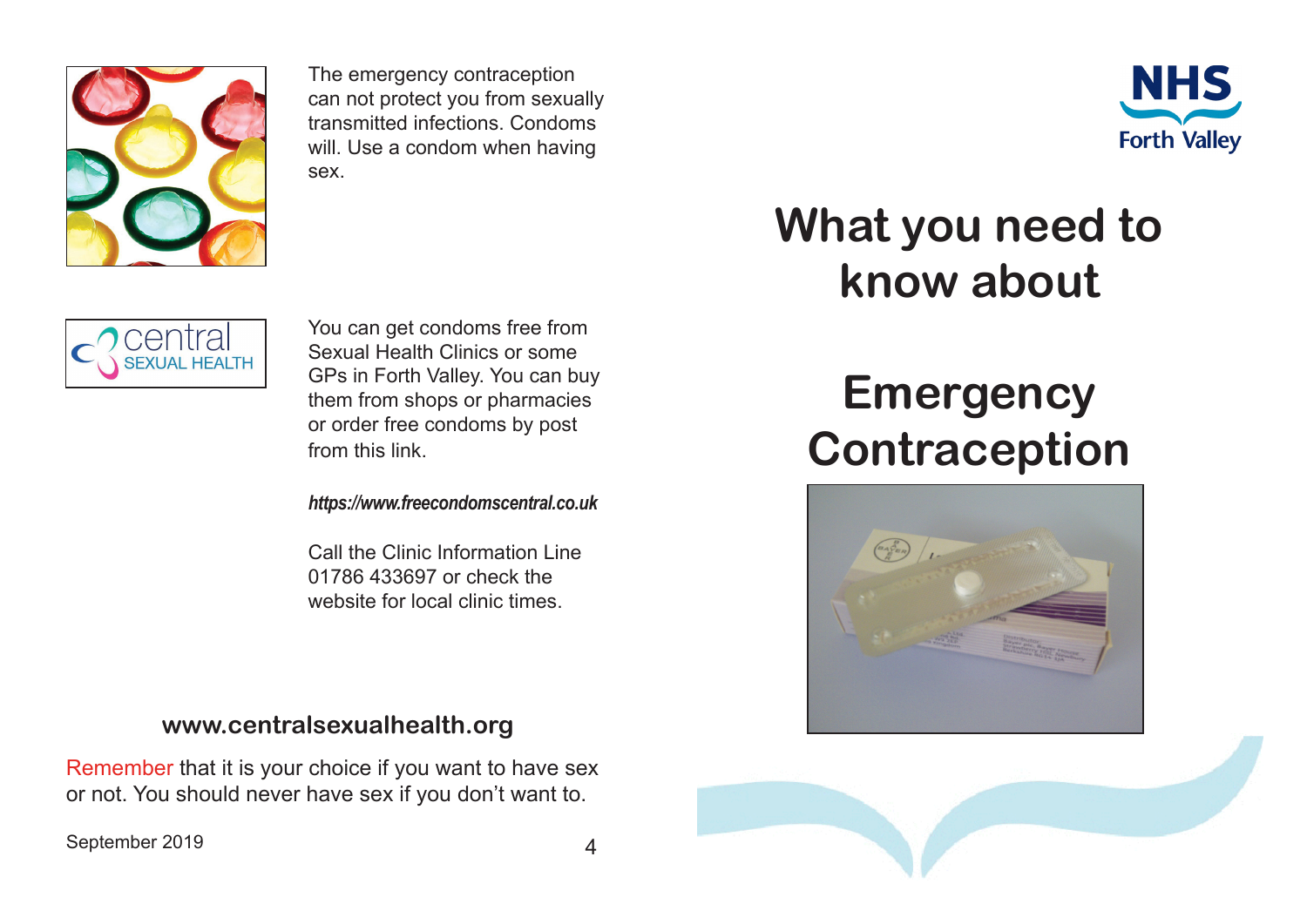The emergency contraception can not protect you from sexually transmitted infections. Condoms will. Use a condom when having sex.

You can get condoms free from Sexual Health Clinics or some GPs in Forth Valley. You can buy them from shops or pharmacies or order free condoms by post from this link.

***https://www.freecondomscentral.co.uk***

Call the Clinic Information Line 01786 433697 or check the website for local clinic times.

**www.centralsexualhealth.org**

Remember that it is your choice if you want to have sex or not. You should never have sex if you don't want to.

September 2019

NHS Forth Valley

# What you need to know about

# Emergency Contraception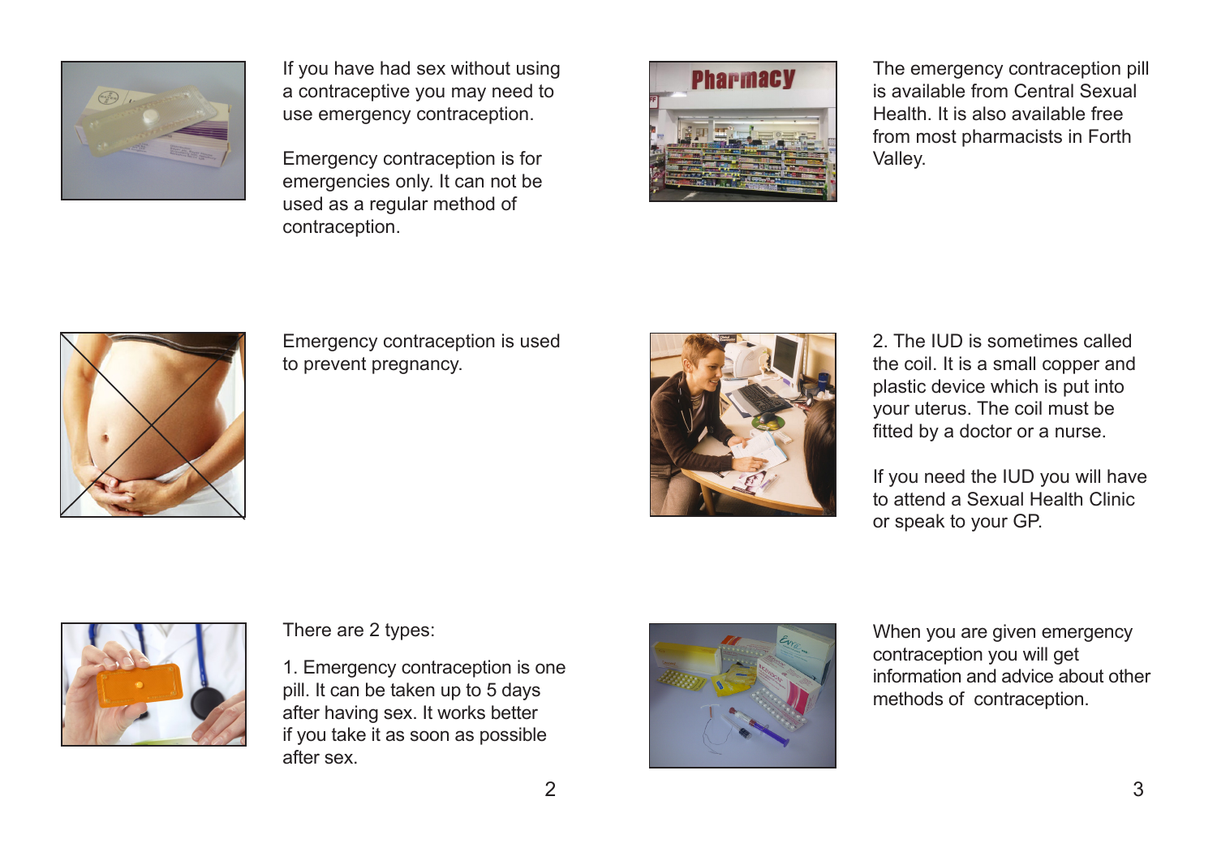If you have had sex without using a contraceptive you may need to use emergency contraception.

Emergency contraception is for emergencies only. It can not be used as a regular method of contraception.

Emergency contraception is used to prevent pregnancy.

There are 2 types:

1. Emergency contraception is one pill. It can be taken up to 5 days after having sex. It works better if you take it as soon as possible after sex.

The emergency contraception pill is available from Central Sexual Health. It is also available free from most pharmacists in Forth Valley.

2. The IUD is sometimes called the coil. It is a small copper and plastic device which is put into your uterus. The coil must be fitted by a doctor or a nurse.

If you need the IUD you will have to attend a Sexual Health Clinic or speak to your GP.

When you are given emergency contraception you will get information and advice about other methods of contraception.